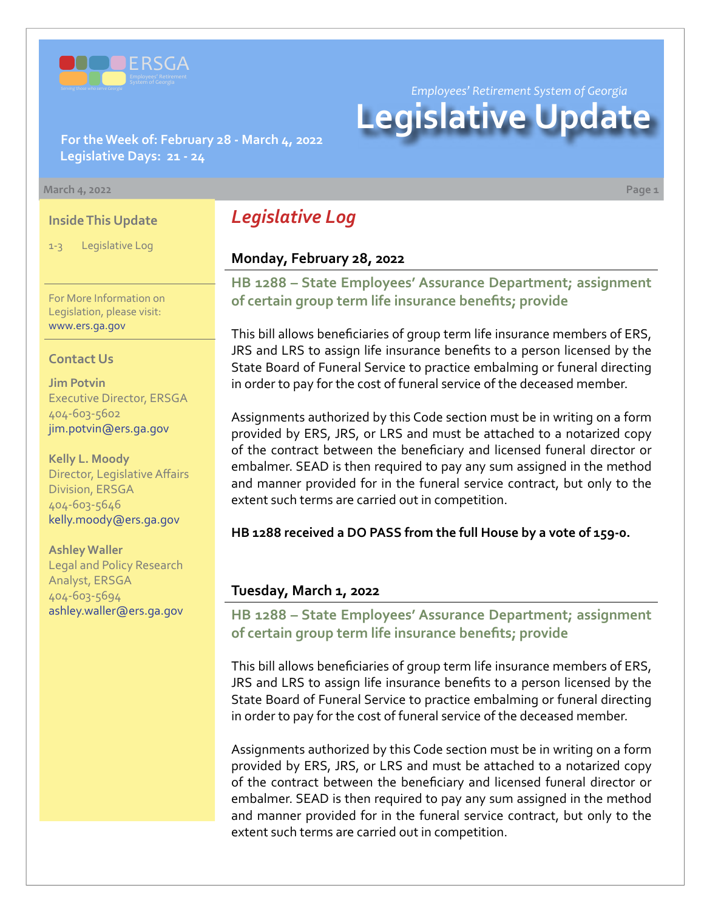ERSGA

Employees' Retirement System of Georgia

*Serving those who serve Georgia*

*Employees' Retirement System of Georgia*

# Legislative Update

**For the Week of: February 28 - March 4, 2022**
**Legislative Days: 21 - 24**

**March 4, 2022**

### Inside This Update

1-3 Legislative Log

For More Information on Legislation, please visit: www.ers.ga.gov

### Contact Us

**Jim Potvin**
Executive Director, ERSGA
404-603-5602
jim.potvin@ers.ga.gov

**Kelly L. Moody**
Director, Legislative Affairs Division, ERSGA
404-603-5646
kelly.moody@ers.ga.gov

**Ashley Waller**
Legal and Policy Research Analyst, ERSGA
404-603-5694
ashley.waller@ers.ga.gov

## *Legislative Log*

### Monday, February 28, 2022

#### HB 1288 – State Employees' Assurance Department; assignment of certain group term life insurance benefits; provide

This bill allows beneficiaries of group term life insurance members of ERS, JRS and LRS to assign life insurance benefits to a person licensed by the State Board of Funeral Service to practice embalming or funeral directing in order to pay for the cost of funeral service of the deceased member.

Assignments authorized by this Code section must be in writing on a form provided by ERS, JRS, or LRS and must be attached to a notarized copy of the contract between the beneficiary and licensed funeral director or embalmer. SEAD is then required to pay any sum assigned in the method and manner provided for in the funeral service contract, but only to the extent such terms are carried out in competition.

**HB 1288 received a DO PASS from the full House by a vote of 159-0.**

### Tuesday, March 1, 2022

#### HB 1288 – State Employees' Assurance Department; assignment of certain group term life insurance benefits; provide

This bill allows beneficiaries of group term life insurance members of ERS, JRS and LRS to assign life insurance benefits to a person licensed by the State Board of Funeral Service to practice embalming or funeral directing in order to pay for the cost of funeral service of the deceased member.

Assignments authorized by this Code section must be in writing on a form provided by ERS, JRS, or LRS and must be attached to a notarized copy of the contract between the beneficiary and licensed funeral director or embalmer. SEAD is then required to pay any sum assigned in the method and manner provided for in the funeral service contract, but only to the extent such terms are carried out in competition.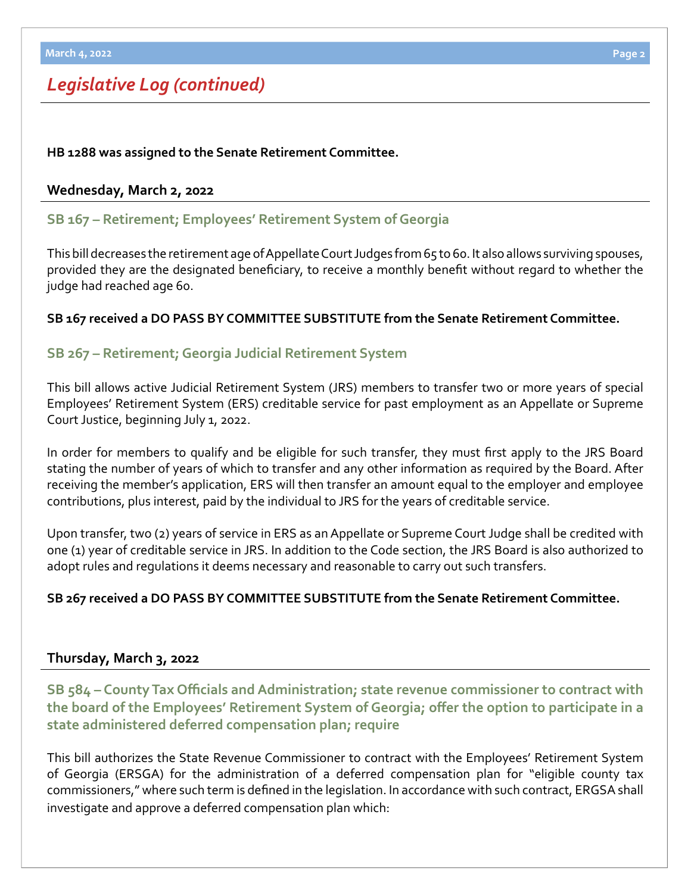## Legislative Log (continued)

**HB 1288 was assigned to the Senate Retirement Committee.**

### Wednesday, March 2, 2022

#### SB 167 – Retirement; Employees' Retirement System of Georgia

This bill decreases the retirement age of Appellate Court Judges from 65 to 60. It also allows surviving spouses, provided they are the designated beneficiary, to receive a monthly benefit without regard to whether the judge had reached age 60.

**SB 167 received a DO PASS BY COMMITTEE SUBSTITUTE from the Senate Retirement Committee.**

#### SB 267 – Retirement; Georgia Judicial Retirement System

This bill allows active Judicial Retirement System (JRS) members to transfer two or more years of special Employees' Retirement System (ERS) creditable service for past employment as an Appellate or Supreme Court Justice, beginning July 1, 2022.

In order for members to qualify and be eligible for such transfer, they must first apply to the JRS Board stating the number of years of which to transfer and any other information as required by the Board. After receiving the member's application, ERS will then transfer an amount equal to the employer and employee contributions, plus interest, paid by the individual to JRS for the years of creditable service.

Upon transfer, two (2) years of service in ERS as an Appellate or Supreme Court Judge shall be credited with one (1) year of creditable service in JRS. In addition to the Code section, the JRS Board is also authorized to adopt rules and regulations it deems necessary and reasonable to carry out such transfers.

**SB 267 received a DO PASS BY COMMITTEE SUBSTITUTE from the Senate Retirement Committee.**

### Thursday, March 3, 2022

#### SB 584 – County Tax Officials and Administration; state revenue commissioner to contract with the board of the Employees' Retirement System of Georgia; offer the option to participate in a state administered deferred compensation plan; require

This bill authorizes the State Revenue Commissioner to contract with the Employees' Retirement System of Georgia (ERSGA) for the administration of a deferred compensation plan for "eligible county tax commissioners," where such term is defined in the legislation. In accordance with such contract, ERGSA shall investigate and approve a deferred compensation plan which: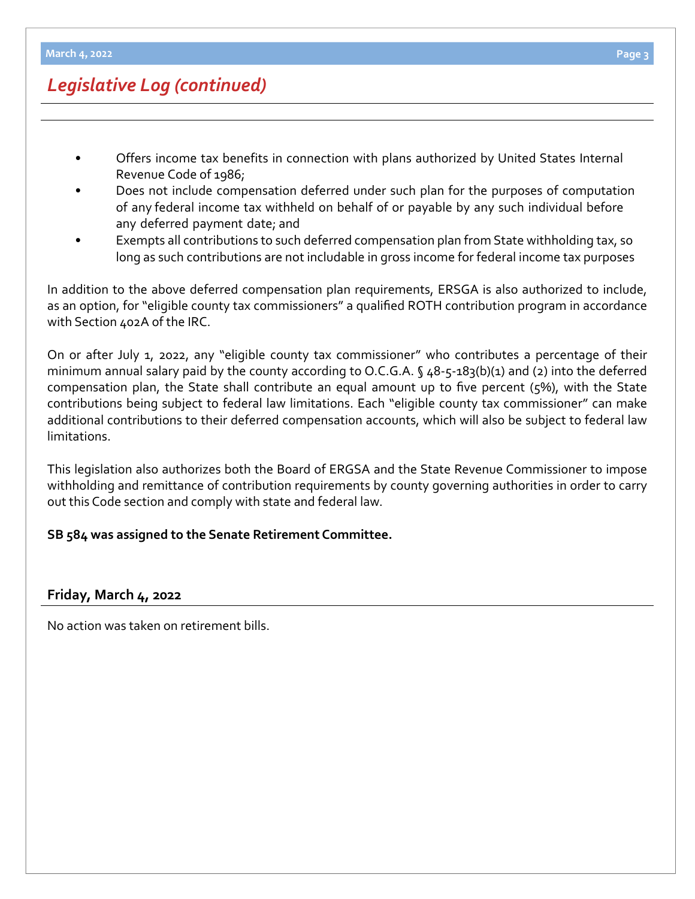## *Legislative Log (continued)*

- Offers income tax benefits in connection with plans authorized by United States Internal Revenue Code of 1986;
- Does not include compensation deferred under such plan for the purposes of computation of any federal income tax withheld on behalf of or payable by any such individual before any deferred payment date; and
- Exempts all contributions to such deferred compensation plan from State withholding tax, so long as such contributions are not includable in gross income for federal income tax purposes

In addition to the above deferred compensation plan requirements, ERSGA is also authorized to include, as an option, for "eligible county tax commissioners" a qualified ROTH contribution program in accordance with Section 402A of the IRC.

On or after July 1, 2022, any "eligible county tax commissioner" who contributes a percentage of their minimum annual salary paid by the county according to O.C.G.A. § 48-5-183(b)(1) and (2) into the deferred compensation plan, the State shall contribute an equal amount up to five percent (5%), with the State contributions being subject to federal law limitations. Each "eligible county tax commissioner" can make additional contributions to their deferred compensation accounts, which will also be subject to federal law limitations.

This legislation also authorizes both the Board of ERGSA and the State Revenue Commissioner to impose withholding and remittance of contribution requirements by county governing authorities in order to carry out this Code section and comply with state and federal law.

**SB 584 was assigned to the Senate Retirement Committee.**

### Friday, March 4, 2022

No action was taken on retirement bills.